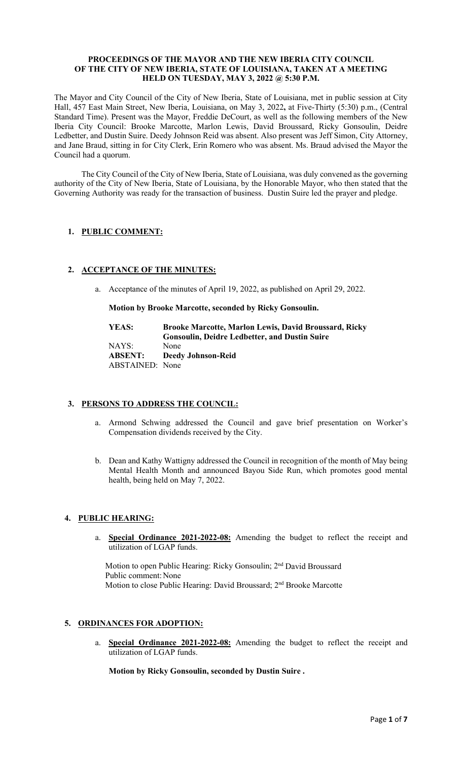**PROCEEDINGS OF THE MAYOR AND THE NEW IBERIA CITY COUNCIL OF THE CITY OF NEW IBERIA, STATE OF LOUISIANA, TAKEN AT A MEETING HELD ON TUESDAY, MAY 3, 2022 @ 5:30 P.M.**

The Mayor and City Council of the City of New Iberia, State of Louisiana, met in public session at City Hall, 457 East Main Street, New Iberia, Louisiana, on May 3, 2022**,** at Five-Thirty (5:30) p.m., (Central Standard Time). Present was the Mayor, Freddie DeCourt, as well as the following members of the New Iberia City Council: Brooke Marcotte, Marlon Lewis, David Broussard, Ricky Gonsoulin, Deidre Ledbetter, and Dustin Suire. Deedy Johnson Reid was absent. Also present was Jeff Simon, City Attorney, and Jane Braud, sitting in for City Clerk, Erin Romero who was absent. Ms. Braud advised the Mayor the Council had a quorum.

The City Council of the City of New Iberia, State of Louisiana, was duly convened as the governing authority of the City of New Iberia, State of Louisiana, by the Honorable Mayor, who then stated that the Governing Authority was ready for the transaction of business. Dustin Suire led the prayer and pledge.

1. **PUBLIC COMMENT:**

2. **ACCEPTANCE OF THE MINUTES:**

   a. Acceptance of the minutes of April 19, 2022, as published on April 29, 2022.

   **Motion by Brooke Marcotte, seconded by Ricky Gonsoulin.**

   **YEAS: Brooke Marcotte, Marlon Lewis, David Broussard, Ricky Gonsoulin, Deidre Ledbetter, and Dustin Suire**
   NAYS: None
   **ABSENT: Deedy Johnson-Reid**
   ABSTAINED: None

3. **PERSONS TO ADDRESS THE COUNCIL:**

   a. Armond Schwing addressed the Council and gave brief presentation on Worker's Compensation dividends received by the City.

   b. Dean and Kathy Wattigny addressed the Council in recognition of the month of May being Mental Health Month and announced Bayou Side Run, which promotes good mental health, being held on May 7, 2022.

4. **PUBLIC HEARING:**

   a. **Special Ordinance 2021-2022-08:** Amending the budget to reflect the receipt and utilization of LGAP funds.

   Motion to open Public Hearing: Ricky Gonsoulin; 2nd David Broussard
   Public comment: None
   Motion to close Public Hearing: David Broussard; 2nd Brooke Marcotte

5. **ORDINANCES FOR ADOPTION:**

   a. **Special Ordinance 2021-2022-08:** Amending the budget to reflect the receipt and utilization of LGAP funds.

   **Motion by Ricky Gonsoulin, seconded by Dustin Suire .**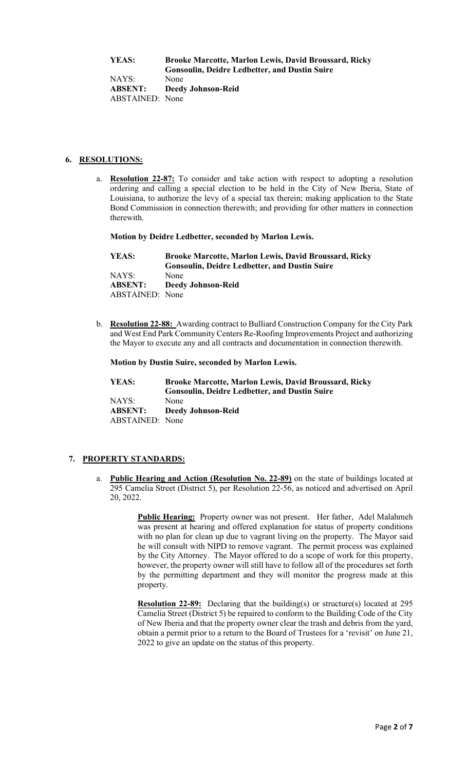**YEAS:** **Brooke Marcotte, Marlon Lewis, David Broussard, Ricky Gonsoulin, Deidre Ledbetter, and Dustin Suire**
NAYS: None
**ABSENT:** **Deedy Johnson-Reid**
ABSTAINED: None

## 6. RESOLUTIONS:

a. **Resolution 22-87:** To consider and take action with respect to adopting a resolution ordering and calling a special election to be held in the City of New Iberia, State of Louisiana, to authorize the levy of a special tax therein; making application to the State Bond Commission in connection therewith; and providing for other matters in connection therewith.

**Motion by Deidre Ledbetter, seconded by Marlon Lewis.**

**YEAS:** **Brooke Marcotte, Marlon Lewis, David Broussard, Ricky Gonsoulin, Deidre Ledbetter, and Dustin Suire**
NAYS: None
**ABSENT:** **Deedy Johnson-Reid**
ABSTAINED: None

b. **Resolution 22-88:** Awarding contract to Bulliard Construction Company for the City Park and West End Park Community Centers Re-Roofing Improvements Project and authorizing the Mayor to execute any and all contracts and documentation in connection therewith.

**Motion by Dustin Suire, seconded by Marlon Lewis.**

**YEAS:** **Brooke Marcotte, Marlon Lewis, David Broussard, Ricky Gonsoulin, Deidre Ledbetter, and Dustin Suire**
NAYS: None
**ABSENT:** **Deedy Johnson-Reid**
ABSTAINED: None

## 7. PROPERTY STANDARDS:

a. **Public Hearing and Action (Resolution No. 22-89)** on the state of buildings located at 295 Camelia Street (District 5), per Resolution 22-56, as noticed and advertised on April 20, 2022.

**Public Hearing:** Property owner was not present. Her father, Adel Malahmeh was present at hearing and offered explanation for status of property conditions with no plan for clean up due to vagrant living on the property. The Mayor said he will consult with NIPD to remove vagrant. The permit process was explained by the City Attorney. The Mayor offered to do a scope of work for this property, however, the property owner will still have to follow all of the procedures set forth by the permitting department and they will monitor the progress made at this property.

**Resolution 22-89:** Declaring that the building(s) or structure(s) located at 295 Camelia Street (District 5) be repaired to conform to the Building Code of the City of New Iberia and that the property owner clear the trash and debris from the yard, obtain a permit prior to a return to the Board of Trustees for a 'revisit' on June 21, 2022 to give an update on the status of this property.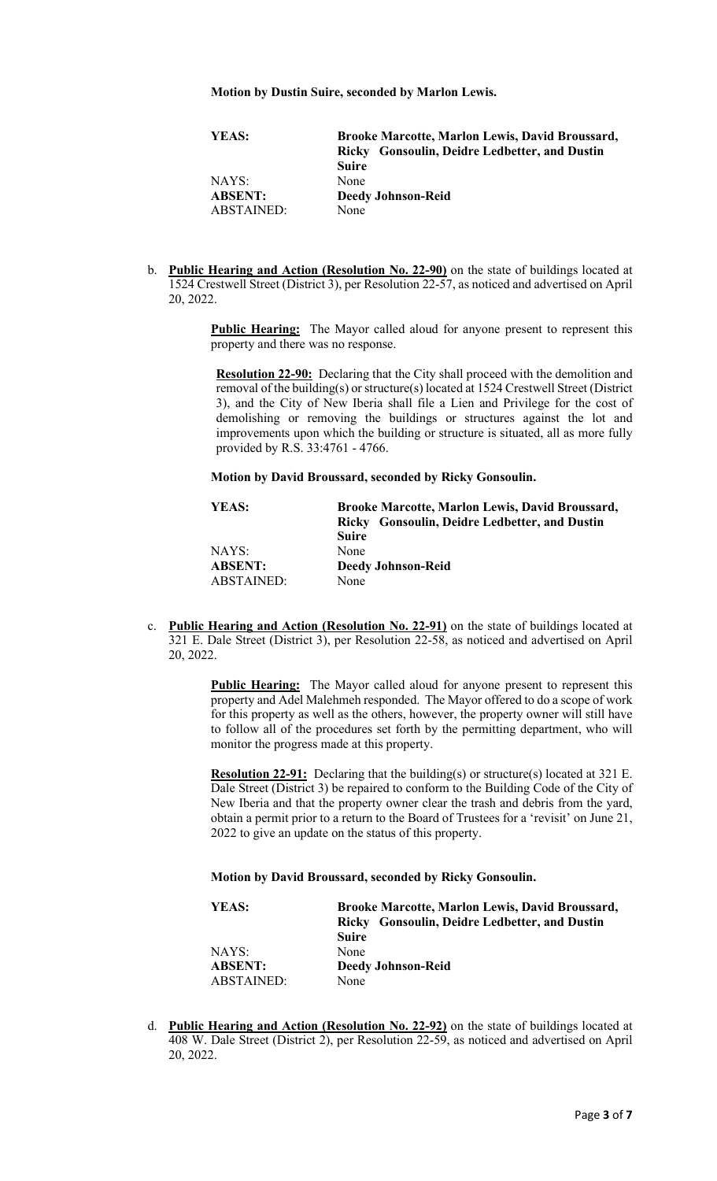**Motion by Dustin Suire, seconded by Marlon Lewis.**

| | |
|---|---|
| **YEAS:** | **Brooke Marcotte, Marlon Lewis, David Broussard, Ricky Gonsoulin, Deidre Ledbetter, and Dustin Suire** |
| NAYS: | None |
| **ABSENT:** | **Deedy Johnson-Reid** |
| ABSTAINED: | None |

b. **Public Hearing and Action (Resolution No. 22-90)** on the state of buildings located at 1524 Crestwell Street (District 3), per Resolution 22-57, as noticed and advertised on April 20, 2022.

**Public Hearing:** The Mayor called aloud for anyone present to represent this property and there was no response.

**Resolution 22-90:** Declaring that the City shall proceed with the demolition and removal of the building(s) or structure(s) located at 1524 Crestwell Street (District 3), and the City of New Iberia shall file a Lien and Privilege for the cost of demolishing or removing the buildings or structures against the lot and improvements upon which the building or structure is situated, all as more fully provided by R.S. 33:4761 - 4766.

**Motion by David Broussard, seconded by Ricky Gonsoulin.**

| | |
|---|---|
| **YEAS:** | **Brooke Marcotte, Marlon Lewis, David Broussard, Ricky Gonsoulin, Deidre Ledbetter, and Dustin Suire** |
| NAYS: | None |
| **ABSENT:** | **Deedy Johnson-Reid** |
| ABSTAINED: | None |

c. **Public Hearing and Action (Resolution No. 22-91)** on the state of buildings located at 321 E. Dale Street (District 3), per Resolution 22-58, as noticed and advertised on April 20, 2022.

**Public Hearing:** The Mayor called aloud for anyone present to represent this property and Adel Malehmeh responded. The Mayor offered to do a scope of work for this property as well as the others, however, the property owner will still have to follow all of the procedures set forth by the permitting department, who will monitor the progress made at this property.

**Resolution 22-91:** Declaring that the building(s) or structure(s) located at 321 E. Dale Street (District 3) be repaired to conform to the Building Code of the City of New Iberia and that the property owner clear the trash and debris from the yard, obtain a permit prior to a return to the Board of Trustees for a 'revisit' on June 21, 2022 to give an update on the status of this property.

**Motion by David Broussard, seconded by Ricky Gonsoulin.**

| | |
|---|---|
| **YEAS:** | **Brooke Marcotte, Marlon Lewis, David Broussard, Ricky Gonsoulin, Deidre Ledbetter, and Dustin Suire** |
| NAYS: | None |
| **ABSENT:** | **Deedy Johnson-Reid** |
| ABSTAINED: | None |

d. **Public Hearing and Action (Resolution No. 22-92)** on the state of buildings located at 408 W. Dale Street (District 2), per Resolution 22-59, as noticed and advertised on April 20, 2022.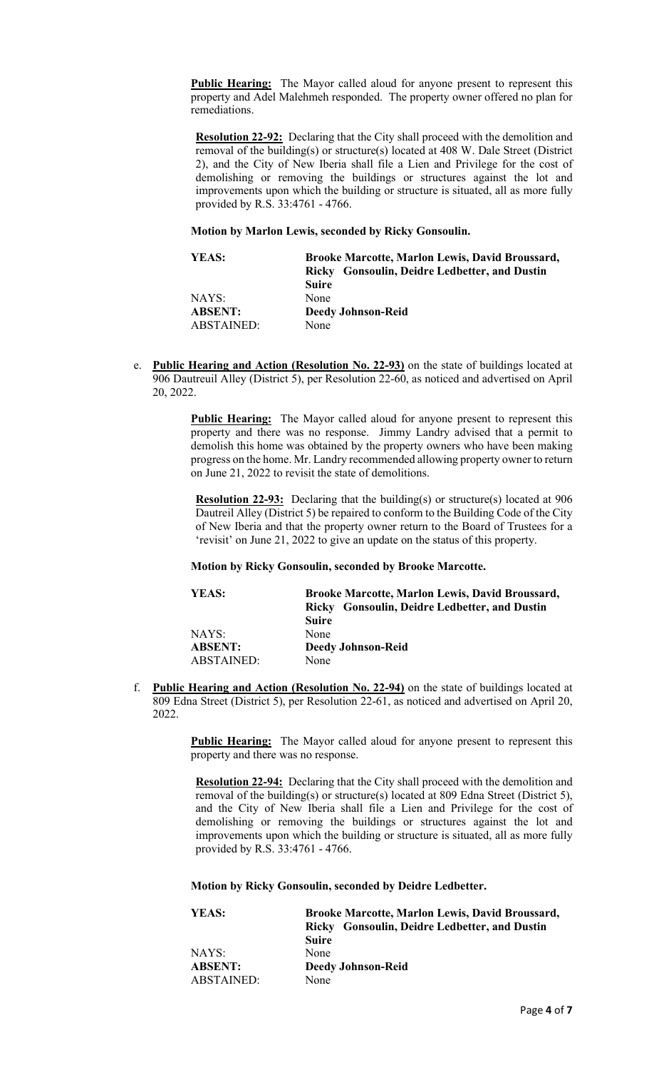**Public Hearing:** The Mayor called aloud for anyone present to represent this property and Adel Malehmeh responded. The property owner offered no plan for remediations.

**Resolution 22-92:** Declaring that the City shall proceed with the demolition and removal of the building(s) or structure(s) located at 408 W. Dale Street (District 2), and the City of New Iberia shall file a Lien and Privilege for the cost of demolishing or removing the buildings or structures against the lot and improvements upon which the building or structure is situated, all as more fully provided by R.S. 33:4761 - 4766.

**Motion by Marlon Lewis, seconded by Ricky Gonsoulin.**

| | |
|---|---|
| **YEAS:** | **Brooke Marcotte, Marlon Lewis, David Broussard, Ricky Gonsoulin, Deidre Ledbetter, and Dustin Suire** |
| NAYS: | None |
| **ABSENT:** | **Deedy Johnson-Reid** |
| ABSTAINED: | None |

e. **Public Hearing and Action (Resolution No. 22-93)** on the state of buildings located at 906 Dautreuil Alley (District 5), per Resolution 22-60, as noticed and advertised on April 20, 2022.

**Public Hearing:** The Mayor called aloud for anyone present to represent this property and there was no response. Jimmy Landry advised that a permit to demolish this home was obtained by the property owners who have been making progress on the home. Mr. Landry recommended allowing property owner to return on June 21, 2022 to revisit the state of demolitions.

**Resolution 22-93:** Declaring that the building(s) or structure(s) located at 906 Dautreil Alley (District 5) be repaired to conform to the Building Code of the City of New Iberia and that the property owner return to the Board of Trustees for a 'revisit' on June 21, 2022 to give an update on the status of this property.

**Motion by Ricky Gonsoulin, seconded by Brooke Marcotte.**

| | |
|---|---|
| **YEAS:** | **Brooke Marcotte, Marlon Lewis, David Broussard, Ricky Gonsoulin, Deidre Ledbetter, and Dustin Suire** |
| NAYS: | None |
| **ABSENT:** | **Deedy Johnson-Reid** |
| ABSTAINED: | None |

f. **Public Hearing and Action (Resolution No. 22-94)** on the state of buildings located at 809 Edna Street (District 5), per Resolution 22-61, as noticed and advertised on April 20, 2022.

**Public Hearing:** The Mayor called aloud for anyone present to represent this property and there was no response.

**Resolution 22-94:** Declaring that the City shall proceed with the demolition and removal of the building(s) or structure(s) located at 809 Edna Street (District 5), and the City of New Iberia shall file a Lien and Privilege for the cost of demolishing or removing the buildings or structures against the lot and improvements upon which the building or structure is situated, all as more fully provided by R.S. 33:4761 - 4766.

**Motion by Ricky Gonsoulin, seconded by Deidre Ledbetter.**

| | |
|---|---|
| **YEAS:** | **Brooke Marcotte, Marlon Lewis, David Broussard, Ricky Gonsoulin, Deidre Ledbetter, and Dustin Suire** |
| NAYS: | None |
| **ABSENT:** | **Deedy Johnson-Reid** |
| ABSTAINED: | None |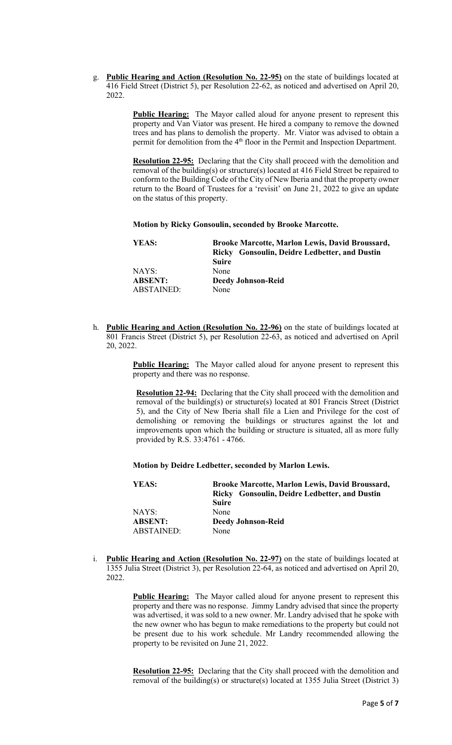g. **<u>Public Hearing and Action (Resolution No. 22-95)</u>** on the state of buildings located at 416 Field Street (District 5), per Resolution 22-62, as noticed and advertised on April 20, 2022.

> **<u>Public Hearing:</u>** The Mayor called aloud for anyone present to represent this property and Van Viator was present. He hired a company to remove the downed trees and has plans to demolish the property. Mr. Viator was advised to obtain a permit for demolition from the 4th floor in the Permit and Inspection Department.
>
> **<u>Resolution 22-95:</u>** Declaring that the City shall proceed with the demolition and removal of the building(s) or structure(s) located at 416 Field Street be repaired to conform to the Building Code of the City of New Iberia and that the property owner return to the Board of Trustees for a 'revisit' on June 21, 2022 to give an update on the status of this property.
>
> **Motion by Ricky Gonsoulin, seconded by Brooke Marcotte.**
>
> | | |
> |---|---|
> | **YEAS:** | **Brooke Marcotte, Marlon Lewis, David Broussard, Ricky Gonsoulin, Deidre Ledbetter, and Dustin Suire** |
> | NAYS: | None |
> | **ABSENT:** | **Deedy Johnson-Reid** |
> | ABSTAINED: | None |

h. **<u>Public Hearing and Action (Resolution No. 22-96)</u>** on the state of buildings located at 801 Francis Street (District 5), per Resolution 22-63, as noticed and advertised on April 20, 2022.

> **<u>Public Hearing:</u>** The Mayor called aloud for anyone present to represent this property and there was no response.
>
> **<u>Resolution 22-94:</u>** Declaring that the City shall proceed with the demolition and removal of the building(s) or structure(s) located at 801 Francis Street (District 5), and the City of New Iberia shall file a Lien and Privilege for the cost of demolishing or removing the buildings or structures against the lot and improvements upon which the building or structure is situated, all as more fully provided by R.S. 33:4761 - 4766.
>
> **Motion by Deidre Ledbetter, seconded by Marlon Lewis.**
>
> | | |
> |---|---|
> | **YEAS:** | **Brooke Marcotte, Marlon Lewis, David Broussard, Ricky Gonsoulin, Deidre Ledbetter, and Dustin Suire** |
> | NAYS: | None |
> | **ABSENT:** | **Deedy Johnson-Reid** |
> | ABSTAINED: | None |

i. **<u>Public Hearing and Action (Resolution No. 22-97)</u>** on the state of buildings located at 1355 Julia Street (District 3), per Resolution 22-64, as noticed and advertised on April 20, 2022.

> **<u>Public Hearing:</u>** The Mayor called aloud for anyone present to represent this property and there was no response. Jimmy Landry advised that since the property was advertised, it was sold to a new owner. Mr. Landry advised that he spoke with the new owner who has begun to make remediations to the property but could not be present due to his work schedule. Mr Landry recommended allowing the property to be revisited on June 21, 2022.
>
> **<u>Resolution 22-95:</u>** Declaring that the City shall proceed with the demolition and removal of the building(s) or structure(s) located at 1355 Julia Street (District 3)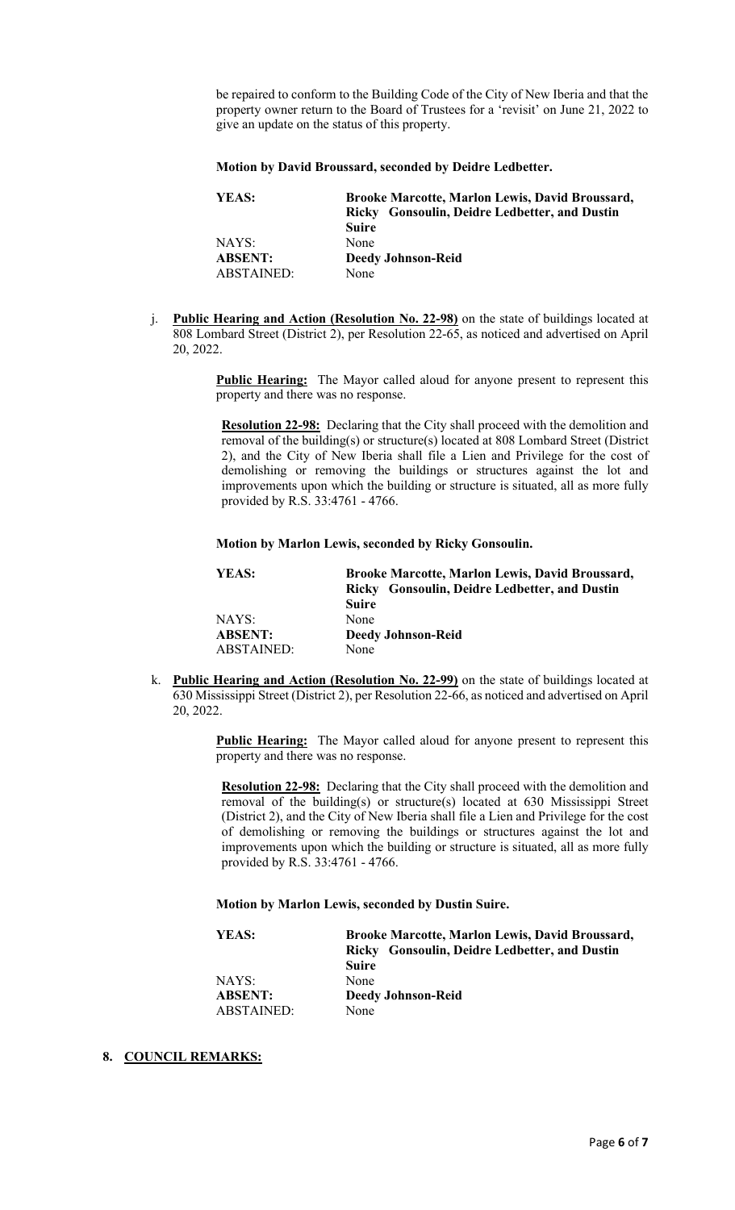be repaired to conform to the Building Code of the City of New Iberia and that the property owner return to the Board of Trustees for a 'revisit' on June 21, 2022 to give an update on the status of this property.

**Motion by David Broussard, seconded by Deidre Ledbetter.**

| | |
|---|---|
| **YEAS:** | **Brooke Marcotte, Marlon Lewis, David Broussard, Ricky Gonsoulin, Deidre Ledbetter, and Dustin Suire** |
| NAYS: | None |
| **ABSENT:** | **Deedy Johnson-Reid** |
| ABSTAINED: | None |

j. **Public Hearing and Action (Resolution No. 22-98)** on the state of buildings located at 808 Lombard Street (District 2), per Resolution 22-65, as noticed and advertised on April 20, 2022.

**Public Hearing:** The Mayor called aloud for anyone present to represent this property and there was no response.

**Resolution 22-98:** Declaring that the City shall proceed with the demolition and removal of the building(s) or structure(s) located at 808 Lombard Street (District 2), and the City of New Iberia shall file a Lien and Privilege for the cost of demolishing or removing the buildings or structures against the lot and improvements upon which the building or structure is situated, all as more fully provided by R.S. 33:4761 - 4766.

**Motion by Marlon Lewis, seconded by Ricky Gonsoulin.**

| | |
|---|---|
| **YEAS:** | **Brooke Marcotte, Marlon Lewis, David Broussard, Ricky Gonsoulin, Deidre Ledbetter, and Dustin Suire** |
| NAYS: | None |
| **ABSENT:** | **Deedy Johnson-Reid** |
| ABSTAINED: | None |

k. **Public Hearing and Action (Resolution No. 22-99)** on the state of buildings located at 630 Mississippi Street (District 2), per Resolution 22-66, as noticed and advertised on April 20, 2022.

**Public Hearing:** The Mayor called aloud for anyone present to represent this property and there was no response.

**Resolution 22-98:** Declaring that the City shall proceed with the demolition and removal of the building(s) or structure(s) located at 630 Mississippi Street (District 2), and the City of New Iberia shall file a Lien and Privilege for the cost of demolishing or removing the buildings or structures against the lot and improvements upon which the building or structure is situated, all as more fully provided by R.S. 33:4761 - 4766.

**Motion by Marlon Lewis, seconded by Dustin Suire.**

| | |
|---|---|
| **YEAS:** | **Brooke Marcotte, Marlon Lewis, David Broussard, Ricky Gonsoulin, Deidre Ledbetter, and Dustin Suire** |
| NAYS: | None |
| **ABSENT:** | **Deedy Johnson-Reid** |
| ABSTAINED: | None |

## 8. COUNCIL REMARKS: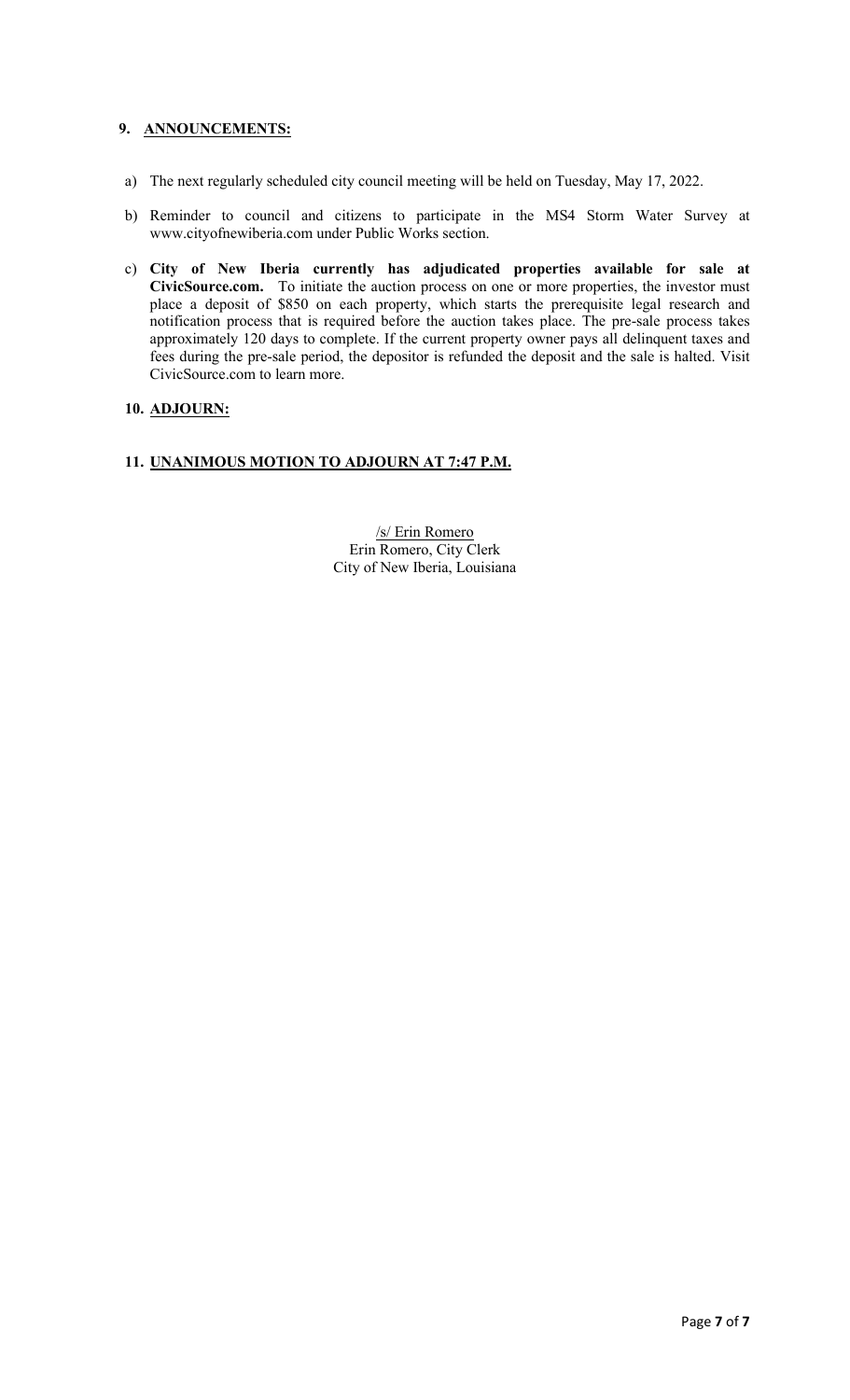## 9. ANNOUNCEMENTS:

a) The next regularly scheduled city council meeting will be held on Tuesday, May 17, 2022.

b) Reminder to council and citizens to participate in the MS4 Storm Water Survey at www.cityofnewiberia.com under Public Works section.

c) **City of New Iberia currently has adjudicated properties available for sale at CivicSource.com.** To initiate the auction process on one or more properties, the investor must place a deposit of $850 on each property, which starts the prerequisite legal research and notification process that is required before the auction takes place. The pre-sale process takes approximately 120 days to complete. If the current property owner pays all delinquent taxes and fees during the pre-sale period, the depositor is refunded the deposit and the sale is halted. Visit CivicSource.com to learn more.

## 10. ADJOURN:

## 11. UNANIMOUS MOTION TO ADJOURN AT 7:47 P.M.

/s/ Erin Romero
Erin Romero, City Clerk
City of New Iberia, Louisiana